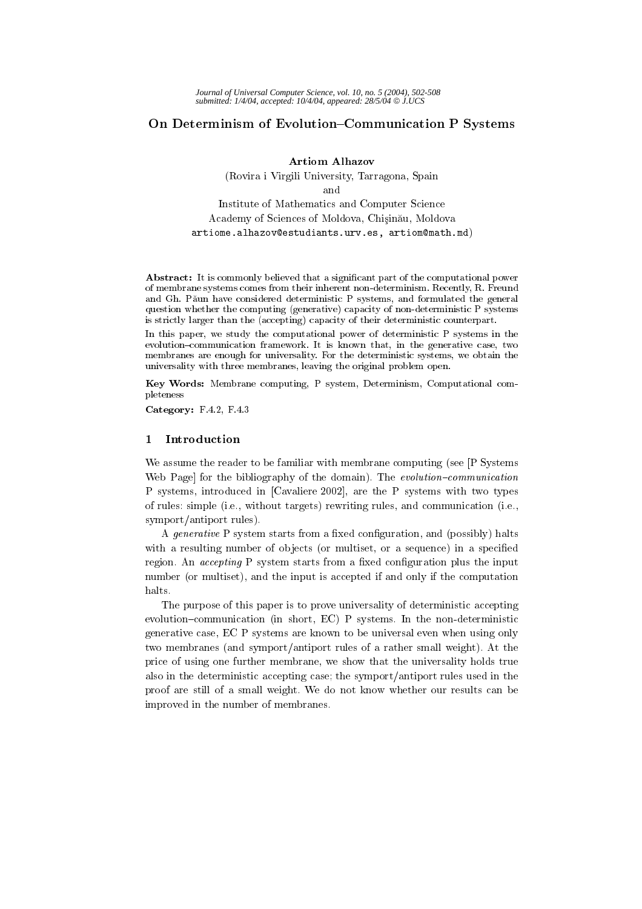# On Determinism of Evolution–Communication P Systems

**Artiom Alhazov**

(Rovira i Virgili University, Tarragona, Spain

and

Institute of Mathematics and Computer Science

Academy of Sciences of Moldova, Chişinău, Moldova

artiome.alhazov@estudiants.urv.es, artiom@math.md)

**Abstract:** It is commonly believed that a significant part of the computational power of membrane systems comes from their inherent non-determinism. Recently, R. Freund and Gh. Păun have considered deterministic P systems, and formulated the general question whether the computing (generative) capacity of non-deterministic P systems is strictly larger than the (accepting) capacity of their deterministic counterpart.

In this paper, we study the computational power of deterministic P systems in the evolution–communication framework. It is known that, in the generative case, two membranes are enough for universality. For the deterministic systems, we obtain the universality with three membranes, leaving the original problem open.

**Key Words:** Membrane computing, P system, Determinism, Computational completeness

**Category:** F.4.2, F.4.3

## 1 Introduction

We assume the reader to be familiar with membrane computing (see [P Systems Web Page] for the bibliography of the domain). The *evolution–communication* P systems, introduced in [Cavaliere 2002], are the P systems with two types of rules: simple (i.e., without targets) rewriting rules, and communication (i.e., symport/antiport rules).

A *generative* P system starts from a fixed configuration, and (possibly) halts with a resulting number of objects (or multiset, or a sequence) in a specified region. An *accepting* P system starts from a fixed configuration plus the input number (or multiset), and the input is accepted if and only if the computation halts.

The purpose of this paper is to prove universality of deterministic accepting evolution–communication (in short, EC) P systems. In the non-deterministic generative case, EC P systems are known to be universal even when using only two membranes (and symport/antiport rules of a rather small weight). At the price of using one further membrane, we show that the universality holds true also in the deterministic accepting case; the symport/antiport rules used in the proof are still of a small weight. We do not know whether our results can be improved in the number of membranes.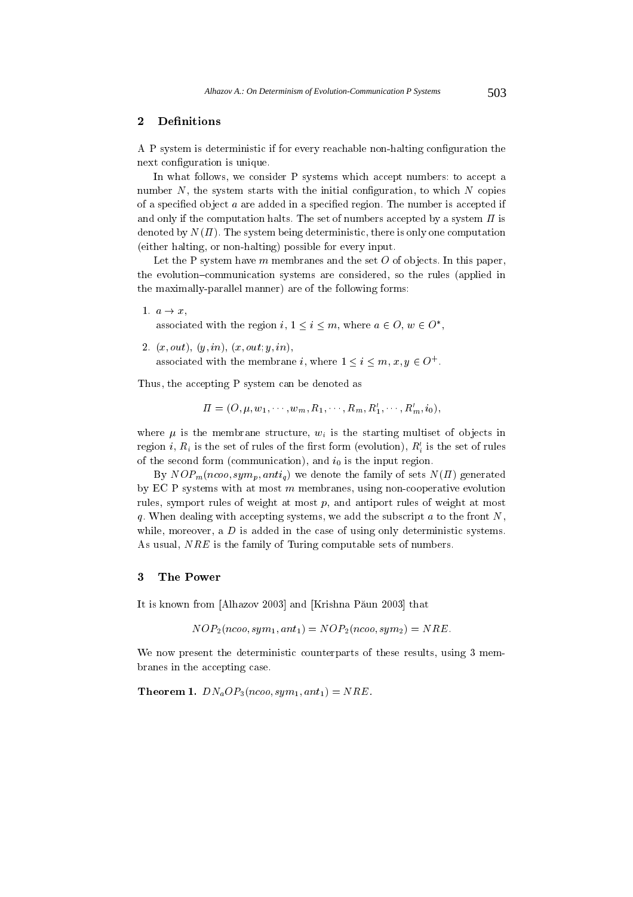## 2 Definitions

A P system is deterministic if for every reachable non-halting configuration the next configuration is unique.

In what follows, we consider P systems which accept numbers: to accept a number $N$, the system starts with the initial configuration, to which $N$ copies of a specified object $a$ are added in a specified region. The number is accepted if and only if the computation halts. The set of numbers accepted by a system $\Pi$ is denoted by $N(\Pi)$. The system being deterministic, there is only one computation (either halting, or non-halting) possible for every input.

Let the P system have $m$ membranes and the set $O$ of objects. In this paper, the evolution–communication systems are considered, so the rules (applied in the maximally-parallel manner) are of the following forms:

1. $a \to x$,
   associated with the region $i$, $1 \leq i \leq m$, where $a \in O$, $w \in O^*$,
2. $(x, out)$, $(y, in)$, $(x, out; y, in)$,
   associated with the membrane $i$, where $1 \leq i \leq m$, $x, y \in O^+$.

Thus, the accepting P system can be denoted as

$$\Pi = (O, \mu, w_1, \cdots, w_m, R_1, \cdots, R_m, R_1', \cdots, R_m', i_0),$$

where $\mu$ is the membrane structure, $w_i$ is the starting multiset of objects in region $i$, $R_i$ is the set of rules of the first form (evolution), $R_i'$ is the set of rules of the second form (communication), and $i_0$ is the input region.

By $NOP_m(ncoo, sym_p, anti_q)$ we denote the family of sets $N(\Pi)$ generated by EC P systems with at most $m$ membranes, using non-cooperative evolution rules, symport rules of weight at most $p$, and antiport rules of weight at most $q$. When dealing with accepting systems, we add the subscript $a$ to the front $N$, while, moreover, a $D$ is added in the case of using only deterministic systems. As usual, $NRE$ is the family of Turing computable sets of numbers.

## 3 The Power

It is known from [Alhazov 2003] and [Krishna Păun 2003] that

$$NOP_2(ncoo, sym_1, ant_1) = NOP_2(ncoo, sym_2) = NRE.$$

We now present the deterministic counterparts of these results, using 3 membranes in the accepting case.

**Theorem 1.** $DN_aOP_3(ncoo, sym_1, ant_1) = NRE.$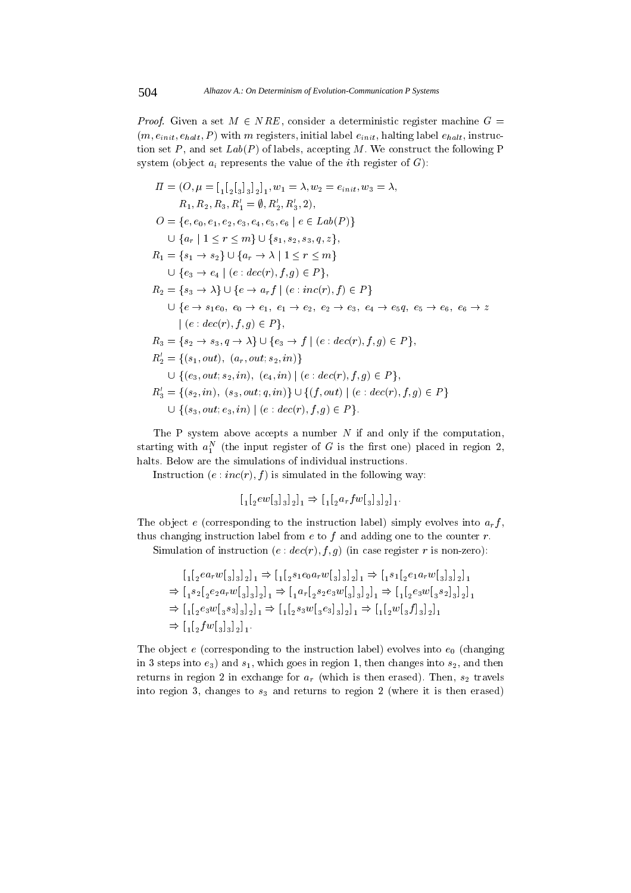*Proof.* Given a set $M \in NRE$, consider a deterministic register machine $G = (m, e_{init}, e_{halt}, P)$ with $m$ registers, initial label $e_{init}$, halting label $e_{halt}$, instruction set $P$, and set $Lab(P)$ of labels, accepting $M$. We construct the following P system (object $a_i$ represents the value of the $i$th register of $G$):

$$
\begin{aligned}
\Pi &= (O, \mu = [_1[_2[_3]_3]_2]_1, w_1 = \lambda, w_2 = e_{init}, w_3 = \lambda, \\
&\quad R_1, R_2, R_3, R'_1 = \emptyset, R'_2, R'_3, 2), \\
O &= \{e, e_0, e_1, e_2, e_3, e_4, e_5, e_6 \mid e \in Lab(P)\} \\
&\quad \cup \{a_r \mid 1 \le r \le m\} \cup \{s_1, s_2, s_3, q, z\}, \\
R_1 &= \{s_1 \to s_2\} \cup \{a_r \to \lambda \mid 1 \le r \le m\} \\
&\quad \cup \{e_3 \to e_4 \mid (e : dec(r), f, g) \in P\}, \\
R_2 &= \{s_3 \to \lambda\} \cup \{e \to a_r f \mid (e : inc(r), f) \in P\} \\
&\quad \cup \{e \to s_1 e_0,\ e_0 \to e_1,\ e_1 \to e_2,\ e_2 \to e_3,\ e_4 \to e_5 q,\ e_5 \to e_6,\ e_6 \to z \\
&\quad\quad \mid (e : dec(r), f, g) \in P\}, \\
R_3 &= \{s_2 \to s_3, q \to \lambda\} \cup \{e_3 \to f \mid (e : dec(r), f, g) \in P\}, \\
R'_2 &= \{(s_1, out),\ (a_r, out; s_2, in)\} \\
&\quad \cup \{(e_3, out; s_2, in),\ (e_4, in) \mid (e : dec(r), f, g) \in P\}, \\
R'_3 &= \{(s_2, in),\ (s_3, out; q, in)\} \cup \{(f, out) \mid (e : dec(r), f, g) \in P\} \\
&\quad \cup \{(s_3, out; e_3, in) \mid (e : dec(r), f, g) \in P\}.
\end{aligned}
$$

The P system above accepts a number $N$ if and only if the computation, starting with $a_1^N$ (the input register of $G$ is the first one) placed in region 2, halts. Below are the simulations of individual instructions.

Instruction $(e : inc(r), f)$ is simulated in the following way:

$$[_1[_2 e w[_3]_3]_2]_1 \Rightarrow [_1[_2 a_r f w[_3]_3]_2]_1.$$

The object $e$ (corresponding to the instruction label) simply evolves into $a_r f$, thus changing instruction label from $e$ to $f$ and adding one to the counter $r$.

Simulation of instruction $(e : dec(r), f, g)$ (in case register $r$ is non-zero):

$$
\begin{aligned}
&[_1[_2 e a_r w[_3]_3]_2]_1 \Rightarrow [_1[_2 s_1 e_0 a_r w[_3]_3]_2]_1 \Rightarrow [_1 s_1 [_2 e_1 a_r w[_3]_3]_2]_1 \\
\Rightarrow\ &[_1 s_2 [_2 e_2 a_r w[_3]_3]_2]_1 \Rightarrow [_1 a_r [_2 s_2 e_3 w[_3]_3]_2]_1 \Rightarrow [_1[_2 e_3 w[_3 s_2]_3]_2]_1 \\
\Rightarrow\ &[_1[_2 e_3 w[_3 s_3]_3]_2]_1 \Rightarrow [_1[_2 s_3 w[_3 e_3]_3]_2]_1 \Rightarrow [_1[_2 w[_3 f]_3]_2]_1 \\
\Rightarrow\ &[_1[_2 f w[_3]_3]_2]_1.
\end{aligned}
$$

The object $e$ (corresponding to the instruction label) evolves into $e_0$ (changing in 3 steps into $e_3$) and $s_1$, which goes in region 1, then changes into $s_2$, and then returns in region 2 in exchange for $a_r$ (which is then erased). Then, $s_2$ travels into region 3, changes to $s_3$ and returns to region 2 (where it is then erased)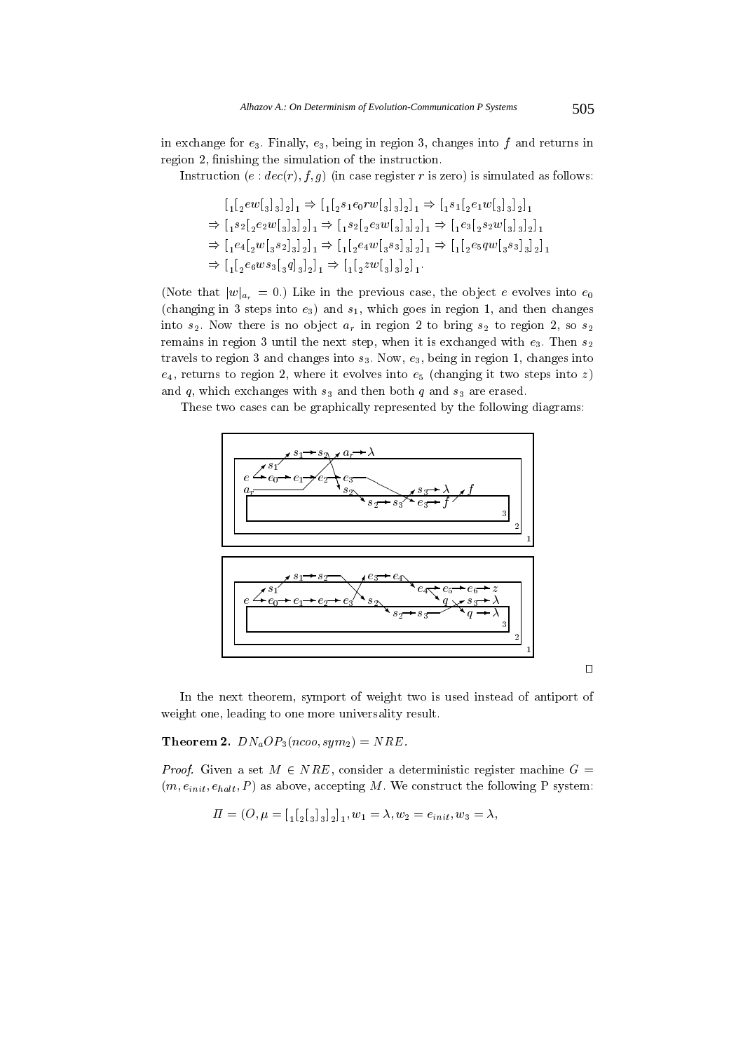in exchange for $e_3$. Finally, $e_3$, being in region 3, changes into $f$ and returns in region 2, finishing the simulation of the instruction.

Instruction $(e : dec(r), f, g)$ (in case register $r$ is zero) is simulated as follows:

$$\begin{aligned}
&[_1[_2 ew[_3]_3]_2]_1 \Rightarrow [_1[_2 s_1 e_0 rw[_3]_3]_2]_1 \Rightarrow [_1 s_1[_2 e_1 w[_3]_3]_2]_1 \\
&\Rightarrow [_1 s_2[_2 e_2 w[_3]_3]_2]_1 \Rightarrow [_1 s_2[_2 e_3 w[_3]_3]_2]_1 \Rightarrow [_1 e_3[_2 s_2 w[_3]_3]_2]_1 \\
&\Rightarrow [_1 e_4[_2 w[_3 s_2]_3]_2]_1 \Rightarrow [_1[_2 e_4 w[_3 s_3]_3]_2]_1 \Rightarrow [_1[_2 e_5 qw[_3 s_3]_3]_2]_1 \\
&\Rightarrow [_1[_2 e_6 w s_3[_3 q]_3]_2]_1 \Rightarrow [_1[_2 zw[_3]_3]_2]_1.
\end{aligned}$$

(Note that $|w|_{a_r} = 0$.) Like in the previous case, the object $e$ evolves into $e_0$ (changing in 3 steps into $e_3$) and $s_1$, which goes in region 1, and then changes into $s_2$. Now there is no object $a_r$ in region 2 to bring $s_2$ to region 2, so $s_2$ remains in region 3 until the next step, when it is exchanged with $e_3$. Then $s_2$ travels to region 3 and changes into $s_3$. Now, $e_3$, being in region 1, changes into $e_4$, returns to region 2, where it evolves into $e_5$ (changing it two steps into $z$) and $q$, which exchanges with $s_3$ and then both $q$ and $s_3$ are erased.

These two cases can be graphically represented by the following diagrams:

□

In the next theorem, symport of weight two is used instead of antiport of weight one, leading to one more universality result.

**Theorem 2.** $DN_aOP_3(ncoo, sym_2) = NRE$.

*Proof.* Given a set $M \in NRE$, consider a deterministic register machine $G = (m, e_{init}, e_{halt}, P)$ as above, accepting $M$. We construct the following P system:

$$\Pi = (O, \mu = [_1[_2[_3]_3]_2]_1, w_1 = \lambda, w_2 = e_{init}, w_3 = \lambda,$$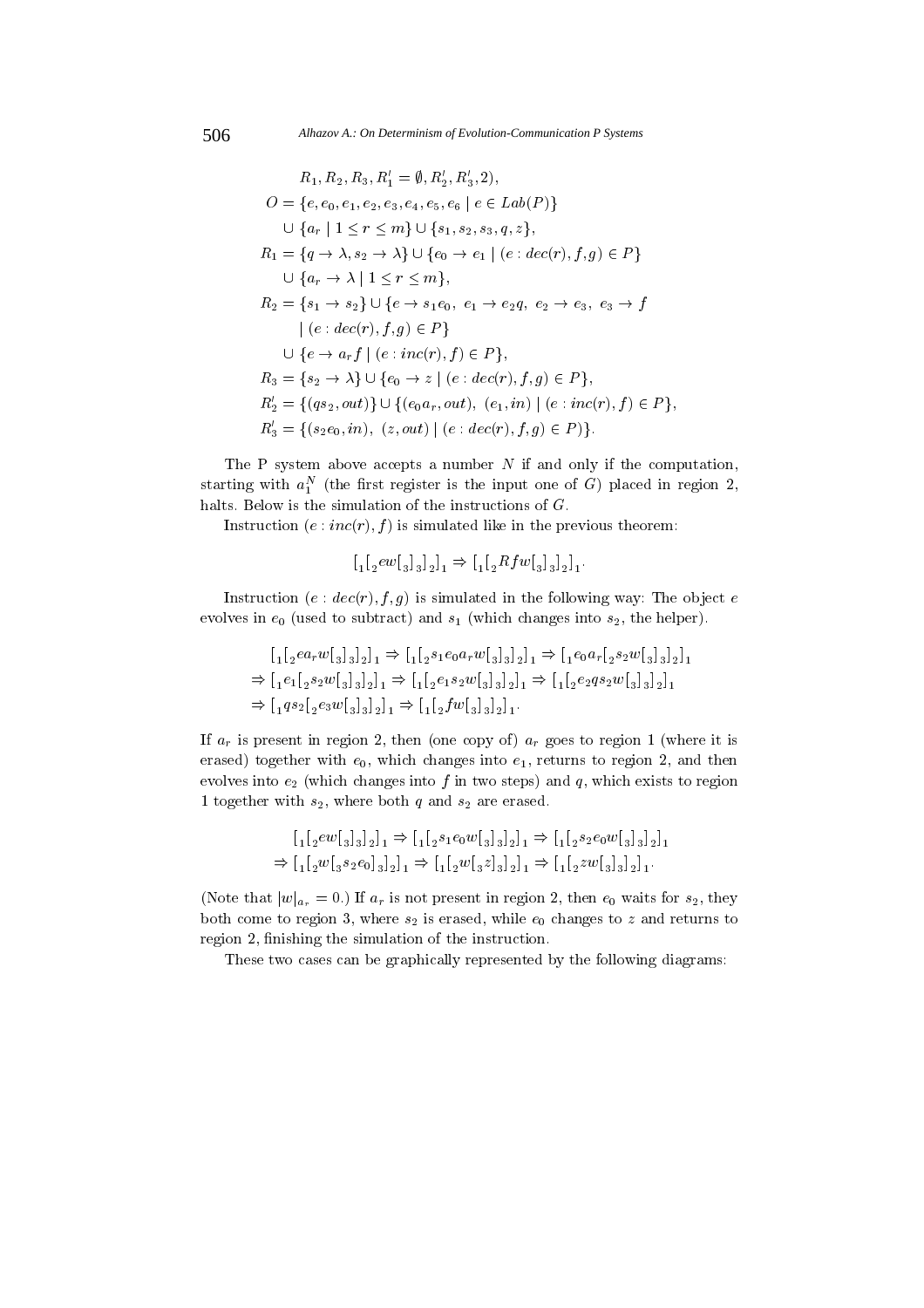$$R_1, R_2, R_3, R_1' = \emptyset, R_2', R_3', 2),$$

$$\begin{aligned}
O &= \{e, e_0, e_1, e_2, e_3, e_4, e_5, e_6 \mid e \in Lab(P)\} \\
&\quad \cup \{a_r \mid 1 \leq r \leq m\} \cup \{s_1, s_2, s_3, q, z\}, \\
R_1 &= \{q \to \lambda, s_2 \to \lambda\} \cup \{e_0 \to e_1 \mid (e : dec(r), f, g) \in P\} \\
&\quad \cup \{a_r \to \lambda \mid 1 \leq r \leq m\}, \\
R_2 &= \{s_1 \to s_2\} \cup \{e \to s_1 e_0,\ e_1 \to e_2 q,\ e_2 \to e_3,\ e_3 \to f \\
&\qquad \mid (e : dec(r), f, g) \in P\} \\
&\quad \cup \{e \to a_r f \mid (e : inc(r), f) \in P\}, \\
R_3 &= \{s_2 \to \lambda\} \cup \{e_0 \to z \mid (e : dec(r), f, g) \in P\}, \\
R_2' &= \{(qs_2, out)\} \cup \{(e_0 a_r, out),\ (e_1, in) \mid (e : inc(r), f) \in P\}, \\
R_3' &= \{(s_2 e_0, in),\ (z, out) \mid (e : dec(r), f, g) \in P)\}.
\end{aligned}$$

The P system above accepts a number $N$ if and only if the computation, starting with $a_1^N$ (the first register is the input one of $G$) placed in region 2, halts. Below is the simulation of the instructions of $G$.

Instruction $(e : inc(r), f)$ is simulated like in the previous theorem:

$$[_1[_2 ew[_3]_3]_2]_1 \Rightarrow [_1[_2 Rfw[_3]_3]_2]_1.$$

Instruction $(e : dec(r), f, g)$ is simulated in the following way: The object $e$ evolves in $e_0$ (used to subtract) and $s_1$ (which changes into $s_2$, the helper).

$$\begin{aligned}
&[_1[_2 e a_r w[_3]_3]_2]_1 \Rightarrow [_1[_2 s_1 e_0 a_r w[_3]_3]_2]_1 \Rightarrow [_1 e_0 a_r [_2 s_2 w[_3]_3]_2]_1 \\
&\Rightarrow [_1 e_1 [_2 s_2 w[_3]_3]_2]_1 \Rightarrow [_1[_2 e_1 s_2 w[_3]_3]_2]_1 \Rightarrow [_1[_2 e_2 q s_2 w[_3]_3]_2]_1 \\
&\Rightarrow [_1 q s_2 [_2 e_3 w[_3]_3]_2]_1 \Rightarrow [_1[_2 fw[_3]_3]_2]_1.
\end{aligned}$$

If $a_r$ is present in region 2, then (one copy of) $a_r$ goes to region 1 (where it is erased) together with $e_0$, which changes into $e_1$, returns to region 2, and then evolves into $e_2$ (which changes into $f$ in two steps) and $q$, which exists to region 1 together with $s_2$, where both $q$ and $s_2$ are erased.

$$\begin{aligned}
&[_1[_2 ew[_3]_3]_2]_1 \Rightarrow [_1[_2 s_1 e_0 w[_3]_3]_2]_1 \Rightarrow [_1[_2 s_2 e_0 w[_3]_3]_2]_1 \\
&\Rightarrow [_1[_2 w[_3 s_2 e_0]_3]_2]_1 \Rightarrow [_1[_2 w[_3 z]_3]_2]_1 \Rightarrow [_1[_2 zw[_3]_3]_2]_1.
\end{aligned}$$

(Note that $|w|_{a_r} = 0$.) If $a_r$ is not present in region 2, then $e_0$ waits for $s_2$, they both come to region 3, where $s_2$ is erased, while $e_0$ changes to $z$ and returns to region 2, finishing the simulation of the instruction.

These two cases can be graphically represented by the following diagrams: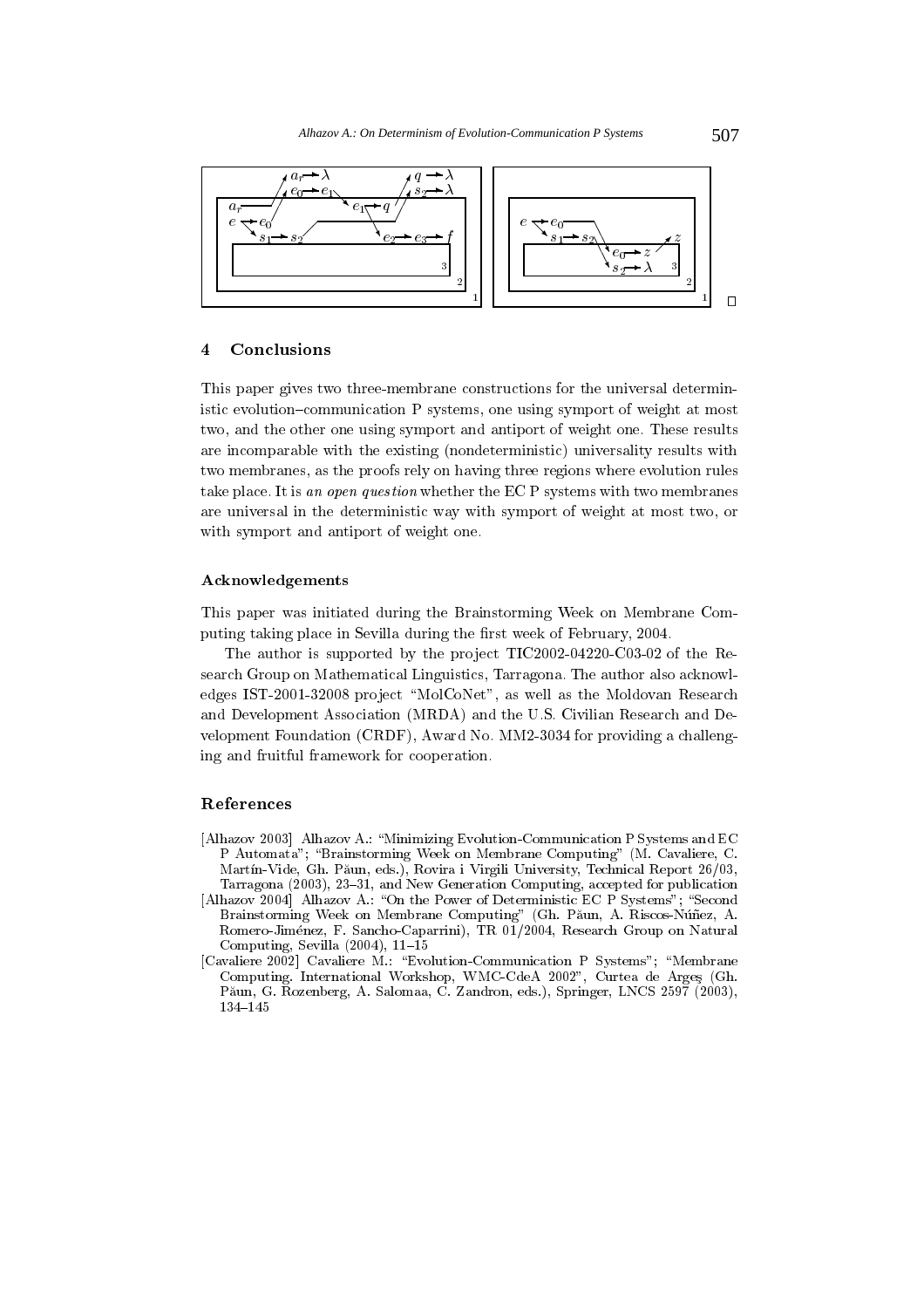□

## 4 Conclusions

This paper gives two three-membrane constructions for the universal deterministic evolution–communication P systems, one using symport of weight at most two, and the other one using symport and antiport of weight one. These results are incomparable with the existing (nondeterministic) universality results with two membranes, as the proofs rely on having three regions where evolution rules take place. It is *an open question* whether the EC P systems with two membranes are universal in the deterministic way with symport of weight at most two, or with symport and antiport of weight one.

### Acknowledgements

This paper was initiated during the Brainstorming Week on Membrane Computing taking place in Sevilla during the first week of February, 2004.

The author is supported by the project TIC2002-04220-C03-02 of the Research Group on Mathematical Linguistics, Tarragona. The author also acknowledges IST-2001-32008 project "MolCoNet", as well as the Moldovan Research and Development Association (MRDA) and the U.S. Civilian Research and Development Foundation (CRDF), Award No. MM2-3034 for providing a challenging and fruitful framework for cooperation.

## References

[Alhazov 2003] Alhazov A.: "Minimizing Evolution-Communication P Systems and EC P Automata"; "Brainstorming Week on Membrane Computing" (M. Cavaliere, C. Martín-Vide, Gh. Păun, eds.), Rovira i Virgili University, Technical Report 26/03, Tarragona (2003), 23–31, and New Generation Computing, accepted for publication

[Alhazov 2004] Alhazov A.: "On the Power of Deterministic EC P Systems"; "Second Brainstorming Week on Membrane Computing" (Gh. Păun, A. Riscos-Núñez, A. Romero-Jiménez, F. Sancho-Caparrini), TR 01/2004, Research Group on Natural Computing, Sevilla (2004), 11–15

[Cavaliere 2002] Cavaliere M.: "Evolution-Communication P Systems"; "Membrane Computing. International Workshop, WMC-CdeA 2002", Curtea de Argeş (Gh. Păun, G. Rozenberg, A. Salomaa, C. Zandron, eds.), Springer, LNCS 2597 (2003), 134–145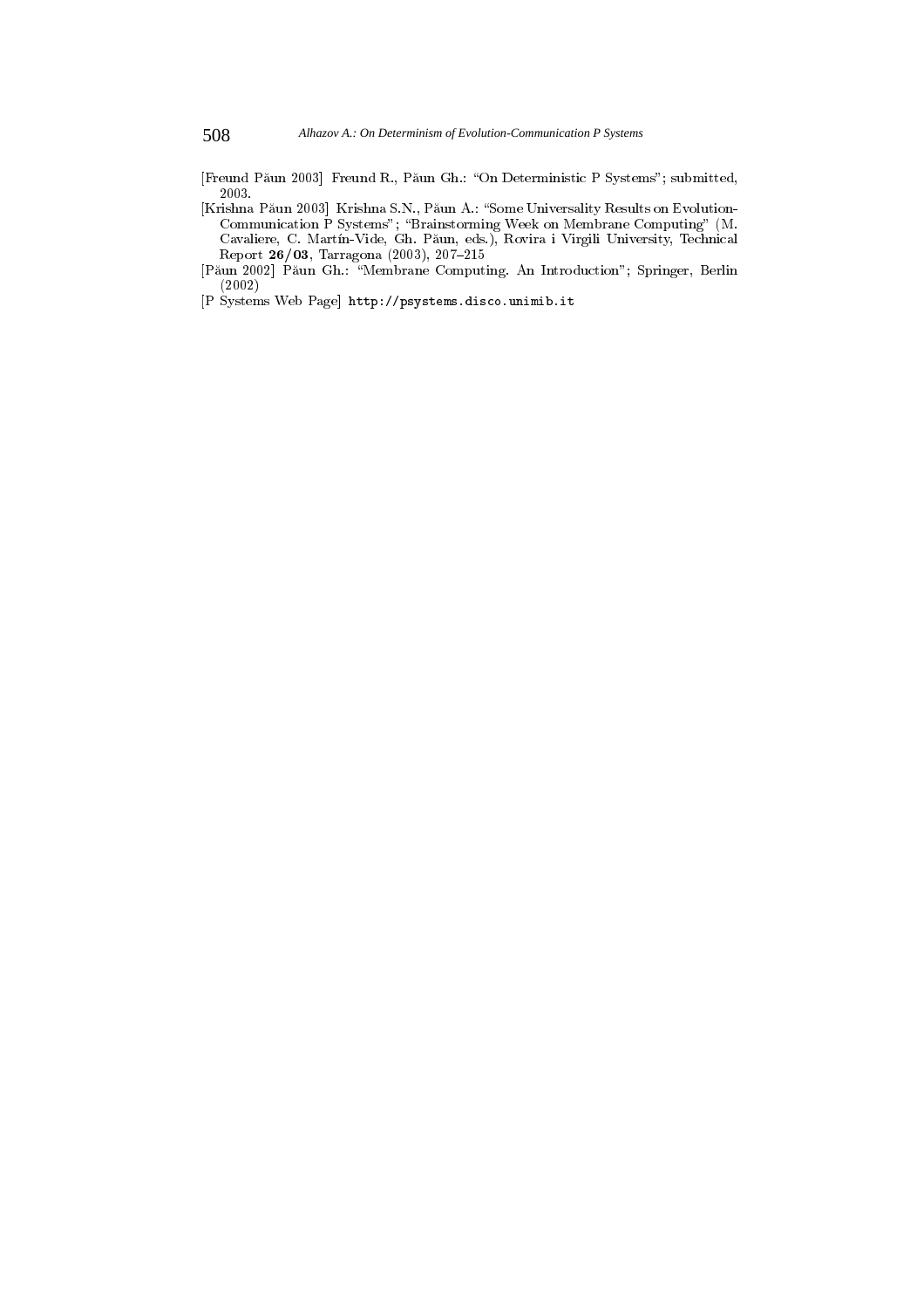[Freund Păun 2003] Freund R., Păun Gh.: "On Deterministic P Systems"; submitted, 2003.

[Krishna Păun 2003] Krishna S.N., Păun A.: "Some Universality Results on Evolution-Communication P Systems"; "Brainstorming Week on Membrane Computing" (M. Cavaliere, C. Martín-Vide, Gh. Păun, eds.), Rovira i Virgili University, Technical Report **26/03**, Tarragona (2003), 207–215

[Păun 2002] Păun Gh.: "Membrane Computing. An Introduction"; Springer, Berlin (2002)

[P Systems Web Page] `http://psystems.disco.unimib.it`